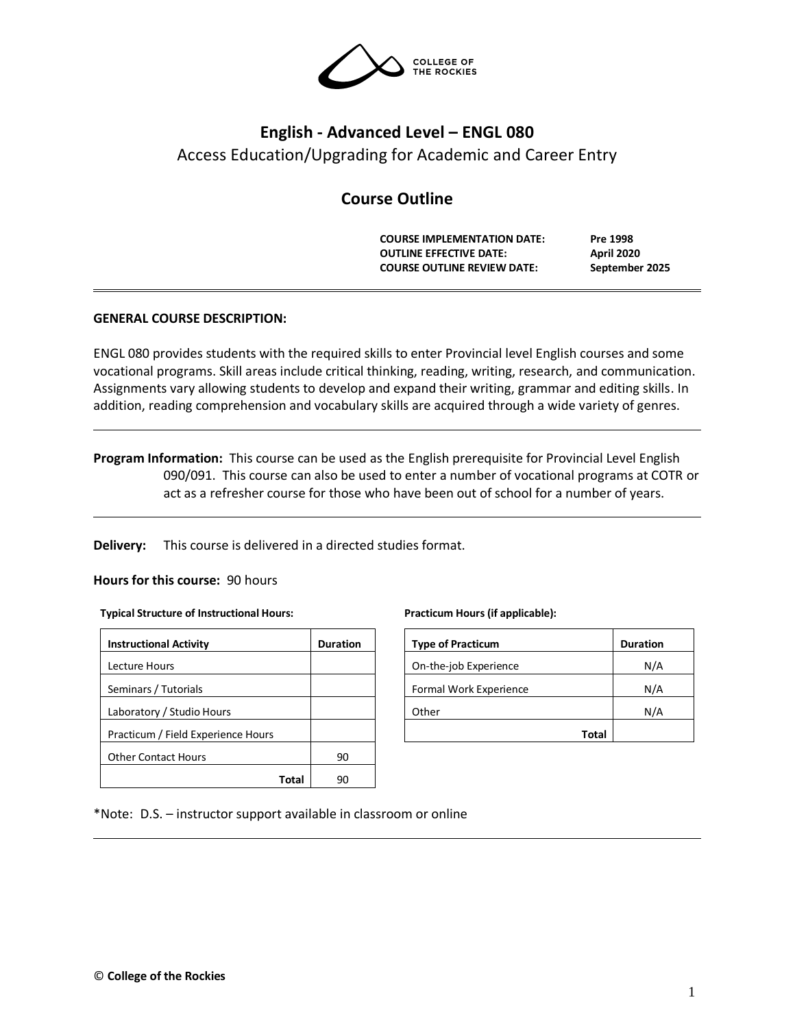# English - Advanced Level – ENGL 080

Access Education/Upgrading for Academic and Career Entry

## Course Outline

| | |
|---|---|
| **COURSE IMPLEMENTATION DATE:** | **Pre 1998** |
| **OUTLINE EFFECTIVE DATE:** | **April 2020** |
| **COURSE OUTLINE REVIEW DATE:** | **September 2025** |

---

**GENERAL COURSE DESCRIPTION:**

ENGL 080 provides students with the required skills to enter Provincial level English courses and some vocational programs. Skill areas include critical thinking, reading, writing, research, and communication. Assignments vary allowing students to develop and expand their writing, grammar and editing skills. In addition, reading comprehension and vocabulary skills are acquired through a wide variety of genres.

---

**Program Information:** This course can be used as the English prerequisite for Provincial Level English 090/091. This course can also be used to enter a number of vocational programs at COTR or act as a refresher course for those who have been out of school for a number of years.

---

**Delivery:** This course is delivered in a directed studies format.

**Hours for this course:** 90 hours

**Typical Structure of Instructional Hours:**

| Instructional Activity | Duration |
|---|---|
| Lecture Hours | |
| Seminars / Tutorials | |
| Laboratory / Studio Hours | |
| Practicum / Field Experience Hours | |
| Other Contact Hours | 90 |
| **Total** | 90 |

**Practicum Hours (if applicable):**

| Type of Practicum | Duration |
|---|---|
| On-the-job Experience | N/A |
| Formal Work Experience | N/A |
| Other | N/A |
| **Total** | |

*Note: D.S. – instructor support available in classroom or online

---

© **College of the Rockies**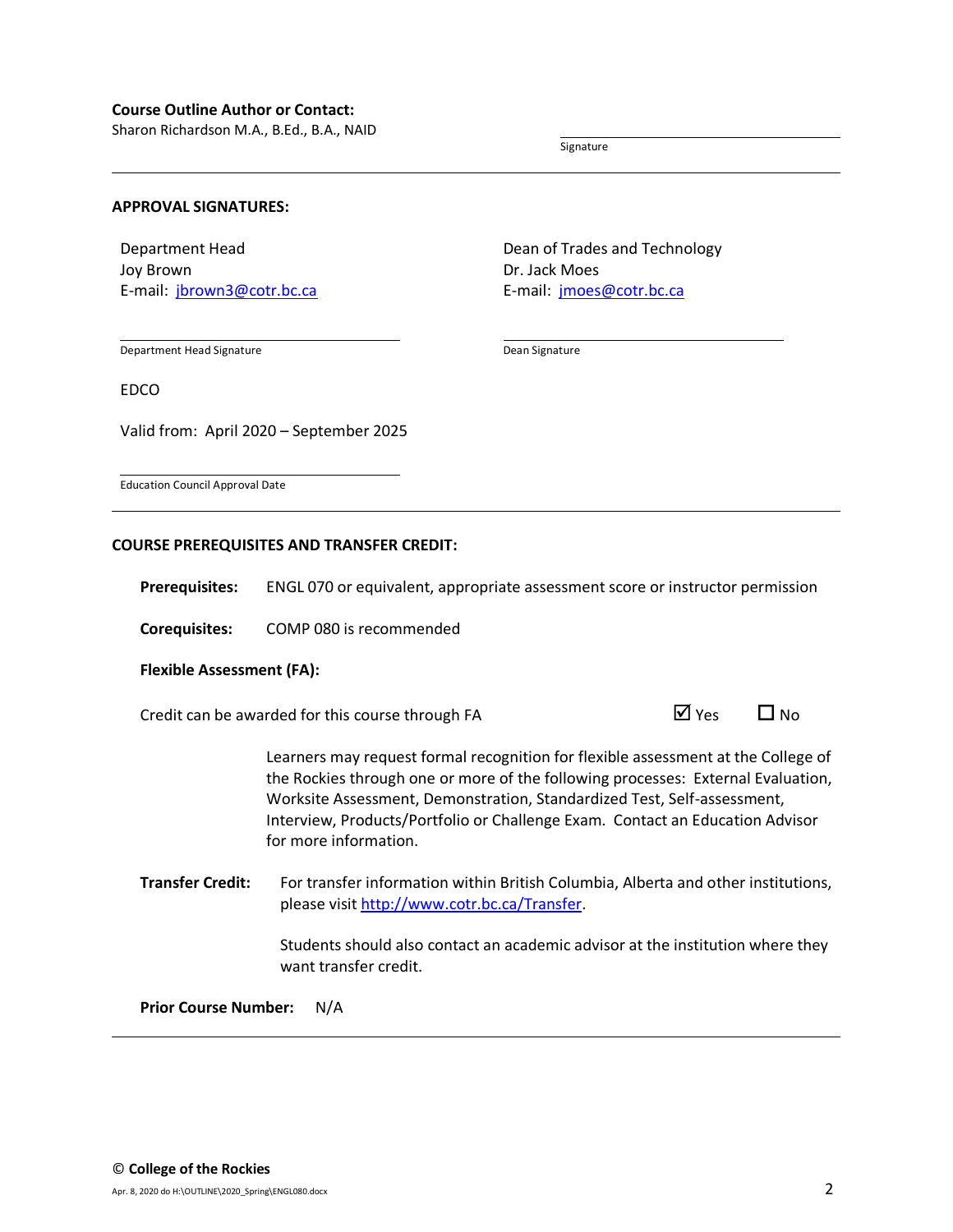**Course Outline Author or Contact:**
Sharon Richardson M.A., B.Ed., B.A., NAID

Signature

---

**APPROVAL SIGNATURES:**

Department Head
Joy Brown
E-mail: jbrown3@cotr.bc.ca

Department Head Signature

Dean of Trades and Technology
Dr. Jack Moes
E-mail: jmoes@cotr.bc.ca

Dean Signature

EDCO

Valid from: April 2020 – September 2025

Education Council Approval Date

---

**COURSE PREREQUISITES AND TRANSFER CREDIT:**

**Prerequisites:** ENGL 070 or equivalent, appropriate assessment score or instructor permission

**Corequisites:** COMP 080 is recommended

**Flexible Assessment (FA):**

Credit can be awarded for this course through FA ☑ Yes ☐ No

Learners may request formal recognition for flexible assessment at the College of the Rockies through one or more of the following processes: External Evaluation, Worksite Assessment, Demonstration, Standardized Test, Self-assessment, Interview, Products/Portfolio or Challenge Exam. Contact an Education Advisor for more information.

**Transfer Credit:** For transfer information within British Columbia, Alberta and other institutions, please visit http://www.cotr.bc.ca/Transfer.

Students should also contact an academic advisor at the institution where they want transfer credit.

**Prior Course Number:** N/A

---

© **College of the Rockies**

Apr. 8, 2020 do H:\OUTLINE\2020_Spring\ENGL080.docx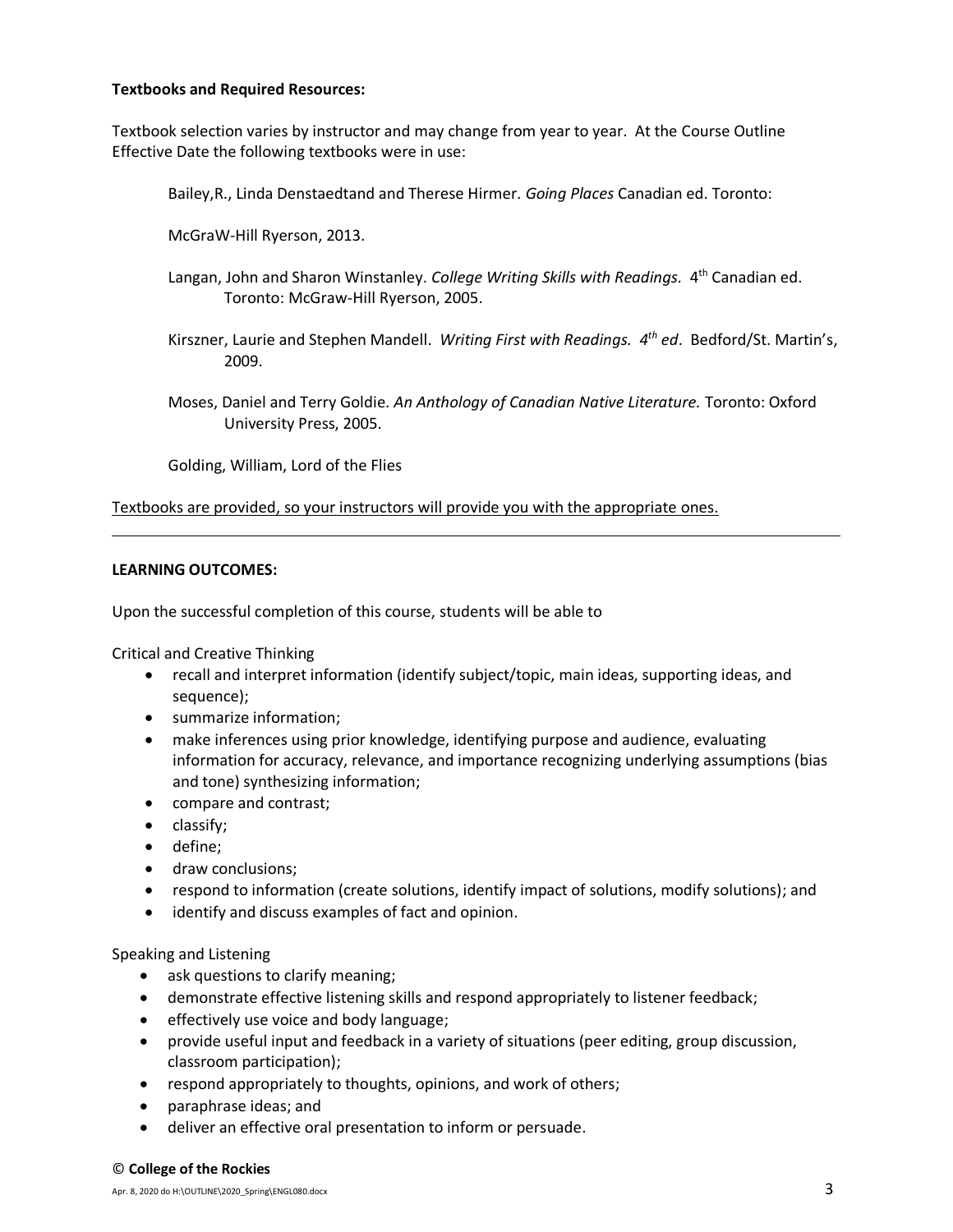**Textbooks and Required Resources:**

Textbook selection varies by instructor and may change from year to year. At the Course Outline Effective Date the following textbooks were in use:

Bailey,R., Linda Denstaedtand and Therese Hirmer. *Going Places* Canadian ed. Toronto:

McGraW-Hill Ryerson, 2013.

Langan, John and Sharon Winstanley. *College Writing Skills with Readings.* 4th Canadian ed. Toronto: McGraw-Hill Ryerson, 2005.

Kirszner, Laurie and Stephen Mandell. *Writing First with Readings. 4th ed*. Bedford/St. Martin's, 2009.

Moses, Daniel and Terry Goldie. *An Anthology of Canadian Native Literature.* Toronto: Oxford University Press, 2005.

Golding, William, Lord of the Flies

Textbooks are provided, so your instructors will provide you with the appropriate ones.

---

**LEARNING OUTCOMES:**

Upon the successful completion of this course, students will be able to

Critical and Creative Thinking

- recall and interpret information (identify subject/topic, main ideas, supporting ideas, and sequence);
- summarize information;
- make inferences using prior knowledge, identifying purpose and audience, evaluating information for accuracy, relevance, and importance recognizing underlying assumptions (bias and tone) synthesizing information;
- compare and contrast;
- classify;
- define;
- draw conclusions;
- respond to information (create solutions, identify impact of solutions, modify solutions); and
- identify and discuss examples of fact and opinion.

Speaking and Listening

- ask questions to clarify meaning;
- demonstrate effective listening skills and respond appropriately to listener feedback;
- effectively use voice and body language;
- provide useful input and feedback in a variety of situations (peer editing, group discussion, classroom participation);
- respond appropriately to thoughts, opinions, and work of others;
- paraphrase ideas; and
- deliver an effective oral presentation to inform or persuade.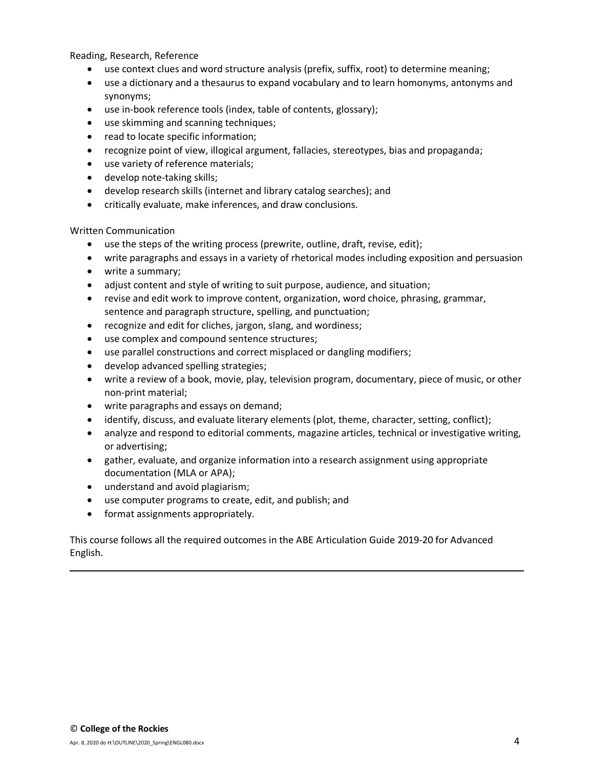Reading, Research, Reference

- use context clues and word structure analysis (prefix, suffix, root) to determine meaning;
- use a dictionary and a thesaurus to expand vocabulary and to learn homonyms, antonyms and synonyms;
- use in-book reference tools (index, table of contents, glossary);
- use skimming and scanning techniques;
- read to locate specific information;
- recognize point of view, illogical argument, fallacies, stereotypes, bias and propaganda;
- use variety of reference materials;
- develop note-taking skills;
- develop research skills (internet and library catalog searches); and
- critically evaluate, make inferences, and draw conclusions.

Written Communication

- use the steps of the writing process (prewrite, outline, draft, revise, edit);
- write paragraphs and essays in a variety of rhetorical modes including exposition and persuasion
- write a summary;
- adjust content and style of writing to suit purpose, audience, and situation;
- revise and edit work to improve content, organization, word choice, phrasing, grammar, sentence and paragraph structure, spelling, and punctuation;
- recognize and edit for cliches, jargon, slang, and wordiness;
- use complex and compound sentence structures;
- use parallel constructions and correct misplaced or dangling modifiers;
- develop advanced spelling strategies;
- write a review of a book, movie, play, television program, documentary, piece of music, or other non-print material;
- write paragraphs and essays on demand;
- identify, discuss, and evaluate literary elements (plot, theme, character, setting, conflict);
- analyze and respond to editorial comments, magazine articles, technical or investigative writing, or advertising;
- gather, evaluate, and organize information into a research assignment using appropriate documentation (MLA or APA);
- understand and avoid plagiarism;
- use computer programs to create, edit, and publish; and
- format assignments appropriately.

This course follows all the required outcomes in the ABE Articulation Guide 2019-20 for Advanced English.

---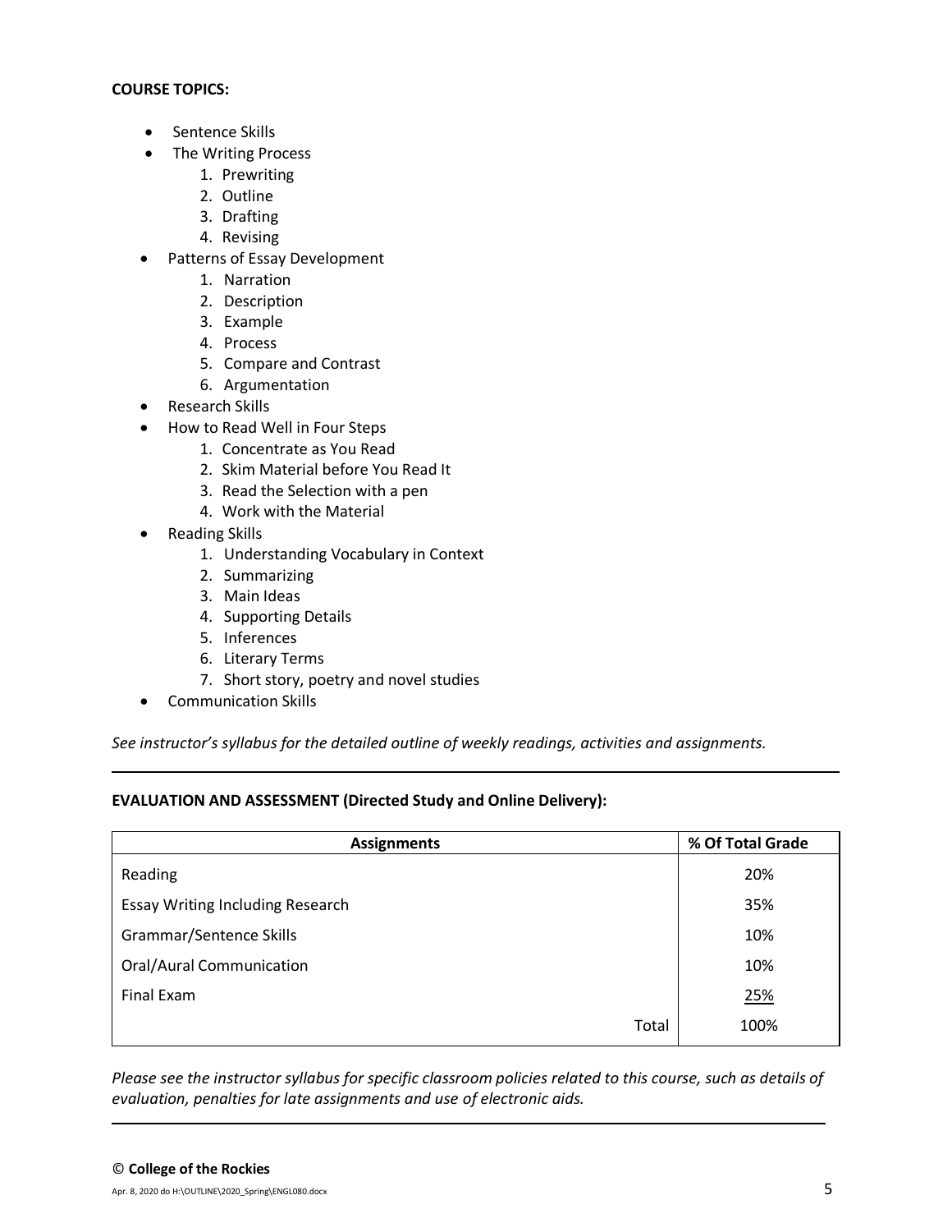**COURSE TOPICS:**

- Sentence Skills
- The Writing Process
    1. Prewriting
    2. Outline
    3. Drafting
    4. Revising
- Patterns of Essay Development
    1. Narration
    2. Description
    3. Example
    4. Process
    5. Compare and Contrast
    6. Argumentation
- Research Skills
- How to Read Well in Four Steps
    1. Concentrate as You Read
    2. Skim Material before You Read It
    3. Read the Selection with a pen
    4. Work with the Material
- Reading Skills
    1. Understanding Vocabulary in Context
    2. Summarizing
    3. Main Ideas
    4. Supporting Details
    5. Inferences
    6. Literary Terms
    7. Short story, poetry and novel studies
- Communication Skills

*See instructor's syllabus for the detailed outline of weekly readings, activities and assignments.*

---

**EVALUATION AND ASSESSMENT (Directed Study and Online Delivery):**

| Assignments | % Of Total Grade |
|---|---|
| Reading | 20% |
| Essay Writing Including Research | 35% |
| Grammar/Sentence Skills | 10% |
| Oral/Aural Communication | 10% |
| Final Exam | 25% |
| Total | 100% |

*Please see the instructor syllabus for specific classroom policies related to this course, such as details of evaluation, penalties for late assignments and use of electronic aids.*

---

© **College of the Rockies**

Apr. 8, 2020 do H:\OUTLINE\2020_Spring\ENGL080.docx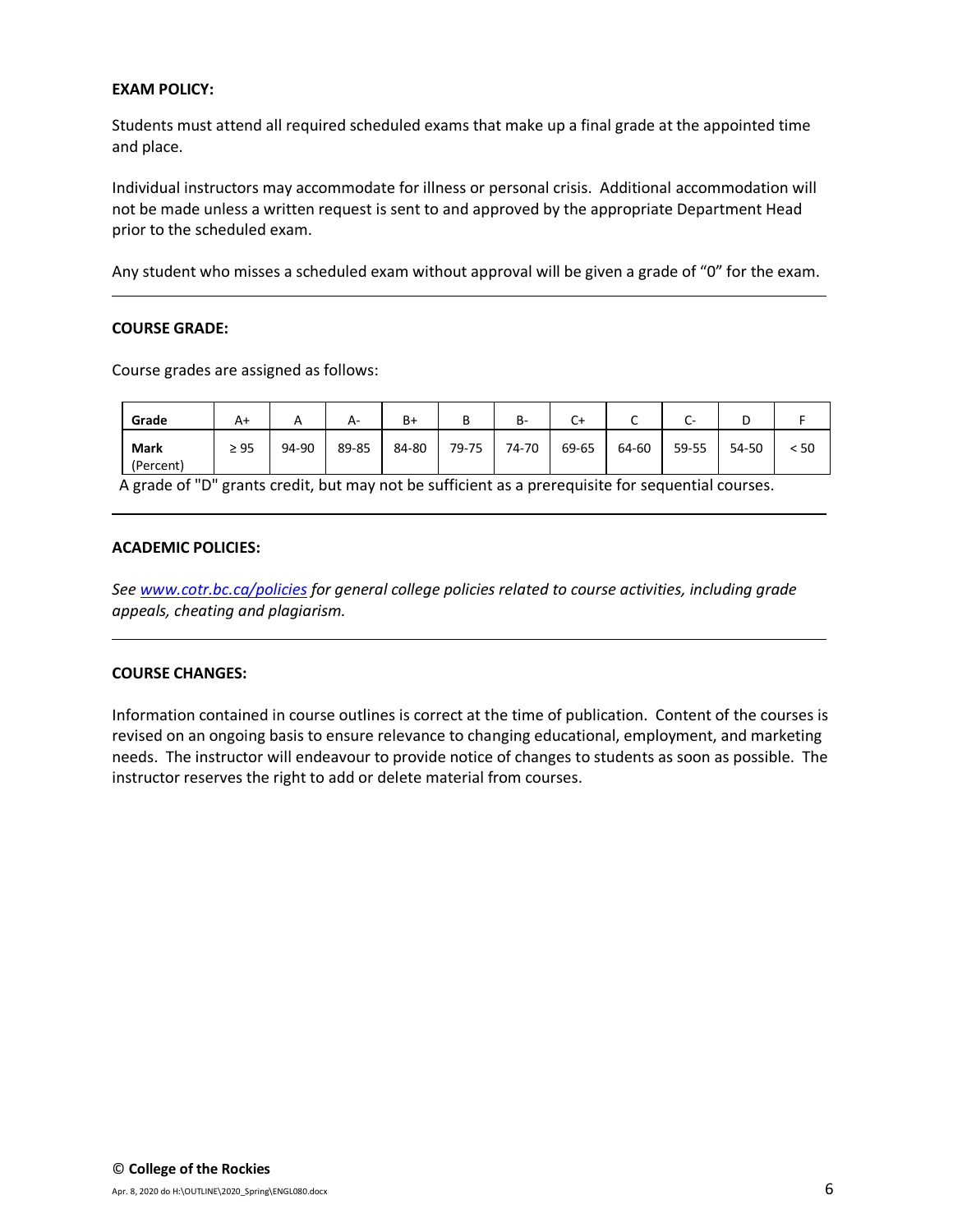**EXAM POLICY:**

Students must attend all required scheduled exams that make up a final grade at the appointed time and place.

Individual instructors may accommodate for illness or personal crisis. Additional accommodation will not be made unless a written request is sent to and approved by the appropriate Department Head prior to the scheduled exam.

Any student who misses a scheduled exam without approval will be given a grade of "0" for the exam.

---

**COURSE GRADE:**

Course grades are assigned as follows:

| **Grade** | A+ | A | A- | B+ | B | B- | C+ | C | C- | D | F |
|---|---|---|---|---|---|---|---|---|---|---|---|
| **Mark** (Percent) | ≥ 95 | 94-90 | 89-85 | 84-80 | 79-75 | 74-70 | 69-65 | 64-60 | 59-55 | 54-50 | < 50 |

A grade of "D" grants credit, but may not be sufficient as a prerequisite for sequential courses.

---

**ACADEMIC POLICIES:**

*See [www.cotr.bc.ca/policies](www.cotr.bc.ca/policies) for general college policies related to course activities, including grade appeals, cheating and plagiarism.*

---

**COURSE CHANGES:**

Information contained in course outlines is correct at the time of publication. Content of the courses is revised on an ongoing basis to ensure relevance to changing educational, employment, and marketing needs. The instructor will endeavour to provide notice of changes to students as soon as possible. The instructor reserves the right to add or delete material from courses.

© **College of the Rockies**

Apr. 8, 2020 do H:\OUTLINE\2020_Spring\ENGL080.docx